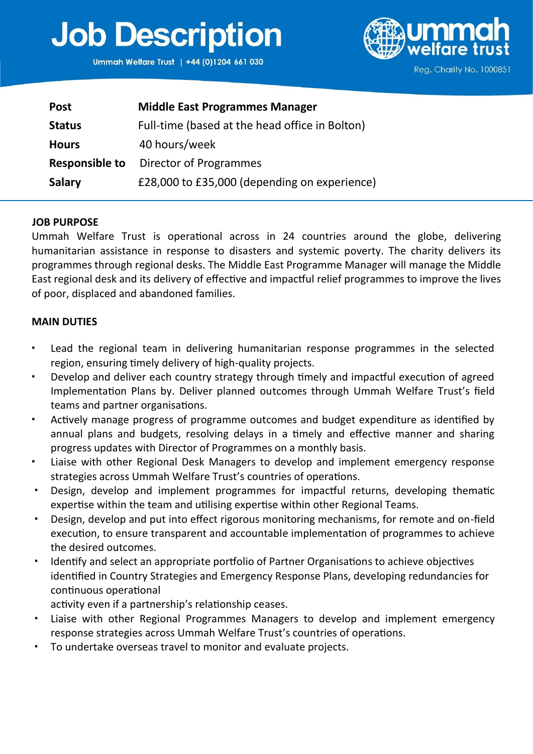# Job Description

Ummah Welfare Trust | +44 (0)1204 661 030

ummah welfare trust

Reg. Charity No. 1000851

| | |
|---|---|
| **Post** | **Middle East Programmes Manager** |
| **Status** | Full-time (based at the head office in Bolton) |
| **Hours** | 40 hours/week |
| **Responsible to** | Director of Programmes |
| **Salary** | £28,000 to £35,000 (depending on experience) |

## JOB PURPOSE

Ummah Welfare Trust is operational across in 24 countries around the globe, delivering humanitarian assistance in response to disasters and systemic poverty. The charity delivers its programmes through regional desks. The Middle East Programme Manager will manage the Middle East regional desk and its delivery of effective and impactful relief programmes to improve the lives of poor, displaced and abandoned families.

## MAIN DUTIES

- Lead the regional team in delivering humanitarian response programmes in the selected region, ensuring timely delivery of high-quality projects.
- Develop and deliver each country strategy through timely and impactful execution of agreed Implementation Plans by. Deliver planned outcomes through Ummah Welfare Trust's field teams and partner organisations.
- Actively manage progress of programme outcomes and budget expenditure as identified by annual plans and budgets, resolving delays in a timely and effective manner and sharing progress updates with Director of Programmes on a monthly basis.
- Liaise with other Regional Desk Managers to develop and implement emergency response strategies across Ummah Welfare Trust's countries of operations.
- Design, develop and implement programmes for impactful returns, developing thematic expertise within the team and utilising expertise within other Regional Teams.
- Design, develop and put into effect rigorous monitoring mechanisms, for remote and on-field execution, to ensure transparent and accountable implementation of programmes to achieve the desired outcomes.
- Identify and select an appropriate portfolio of Partner Organisations to achieve objectives identified in Country Strategies and Emergency Response Plans, developing redundancies for continuous operational activity even if a partnership's relationship ceases.
- Liaise with other Regional Programmes Managers to develop and implement emergency response strategies across Ummah Welfare Trust's countries of operations.
- To undertake overseas travel to monitor and evaluate projects.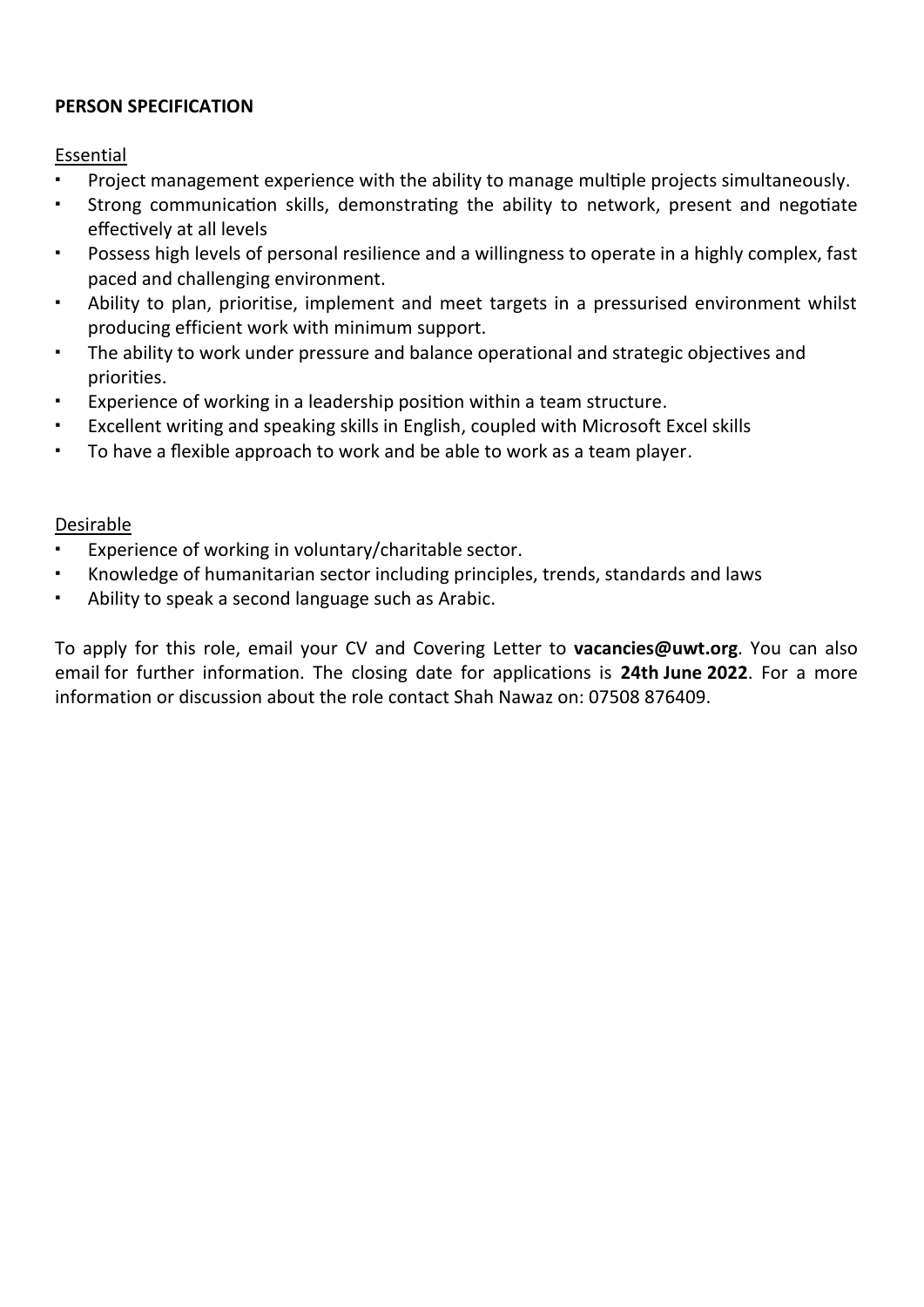**PERSON SPECIFICATION**

Essential

- Project management experience with the ability to manage multiple projects simultaneously.
- Strong communication skills, demonstrating the ability to network, present and negotiate effectively at all levels
- Possess high levels of personal resilience and a willingness to operate in a highly complex, fast paced and challenging environment.
- Ability to plan, prioritise, implement and meet targets in a pressurised environment whilst producing efficient work with minimum support.
- The ability to work under pressure and balance operational and strategic objectives and priorities.
- Experience of working in a leadership position within a team structure.
- Excellent writing and speaking skills in English, coupled with Microsoft Excel skills
- To have a flexible approach to work and be able to work as a team player.

Desirable

- Experience of working in voluntary/charitable sector.
- Knowledge of humanitarian sector including principles, trends, standards and laws
- Ability to speak a second language such as Arabic.

To apply for this role, email your CV and Covering Letter to **vacancies@uwt.org**. You can also email for further information. The closing date for applications is **24th June 2022**. For a more information or discussion about the role contact Shah Nawaz on: 07508 876409.